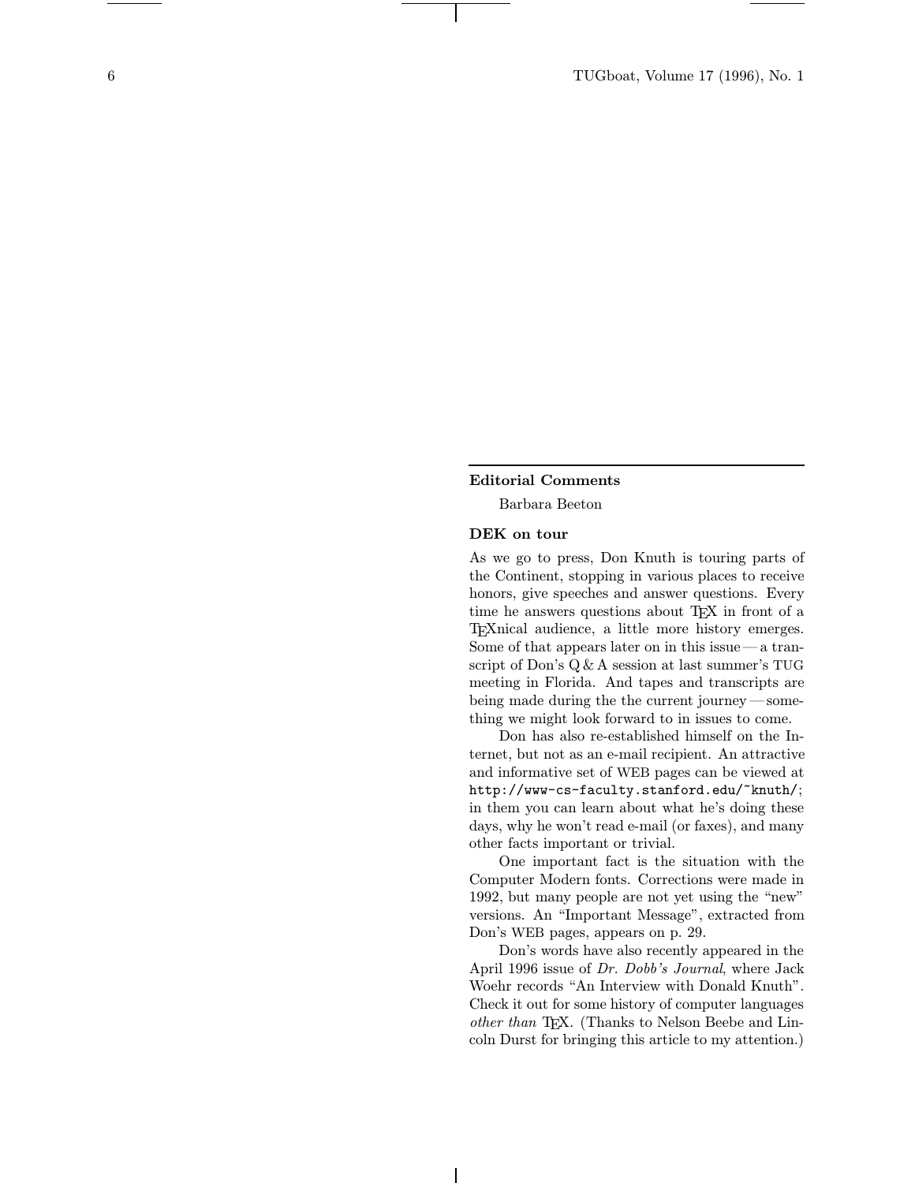## Editorial Comments

Barbara Beeton

### DEK on tour

As we go to press, Don Knuth is touring parts of the Continent, stopping in various places to receive honors, give speeches and answer questions. Every time he answers questions about TEX in front of a TEXnical audience, a little more history emerges. Some of that appears later on in this issue — a transcript of Don's Q & A session at last summer's TUG meeting in Florida. And tapes and transcripts are being made during the the current journey — something we might look forward to in issues to come.

Don has also re-established himself on the Internet, but not as an e-mail recipient. An attractive and informative set of WEB pages can be viewed at `http://www-cs-faculty.stanford.edu/~knuth/`; in them you can learn about what he's doing these days, why he won't read e-mail (or faxes), and many other facts important or trivial.

One important fact is the situation with the Computer Modern fonts. Corrections were made in 1992, but many people are not yet using the "new" versions. An "Important Message", extracted from Don's WEB pages, appears on p. 29.

Don's words have also recently appeared in the April 1996 issue of *Dr. Dobb's Journal*, where Jack Woehr records "An Interview with Donald Knuth". Check it out for some history of computer languages *other than* TEX. (Thanks to Nelson Beebe and Lincoln Durst for bringing this article to my attention.)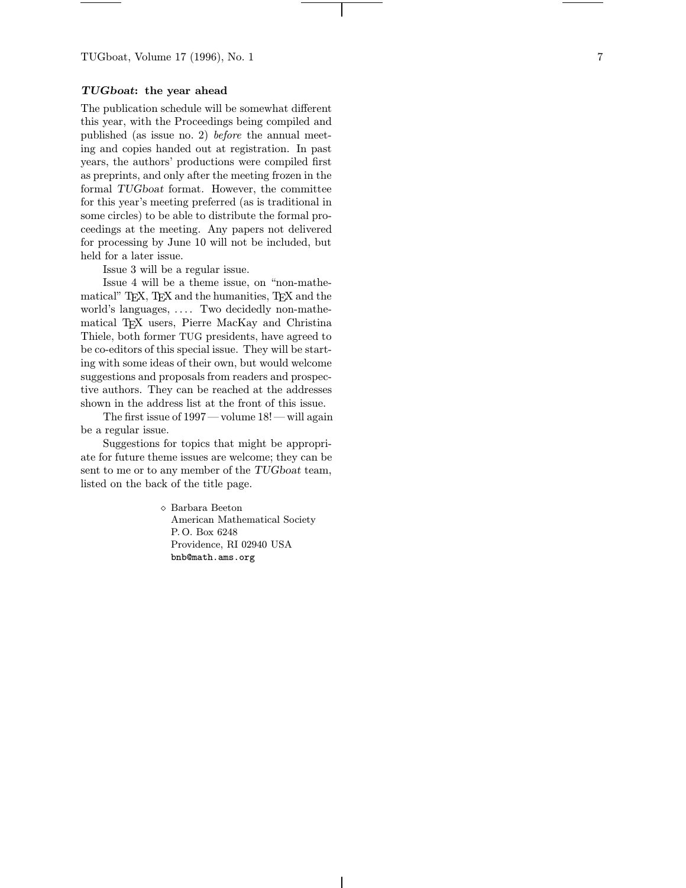### ***TUGboat*: the year ahead**

The publication schedule will be somewhat different this year, with the Proceedings being compiled and published (as issue no. 2) *before* the annual meeting and copies handed out at registration. In past years, the authors' productions were compiled first as preprints, and only after the meeting frozen in the formal *TUGboat* format. However, the committee for this year's meeting preferred (as is traditional in some circles) to be able to distribute the formal proceedings at the meeting. Any papers not delivered for processing by June 10 will not be included, but held for a later issue.

Issue 3 will be a regular issue.

Issue 4 will be a theme issue, on "non-mathematical" TEX, TEX and the humanities, TEX and the world's languages, .... Two decidedly non-mathematical TEX users, Pierre MacKay and Christina Thiele, both former TUG presidents, have agreed to be co-editors of this special issue. They will be starting with some ideas of their own, but would welcome suggestions and proposals from readers and prospective authors. They can be reached at the addresses shown in the address list at the front of this issue.

The first issue of 1997 — volume 18! — will again be a regular issue.

Suggestions for topics that might be appropriate for future theme issues are welcome; they can be sent to me or to any member of the *TUGboat* team, listed on the back of the title page.

◇ Barbara Beeton
American Mathematical Society
P. O. Box 6248
Providence, RI 02940 USA
`bnb@math.ams.org`